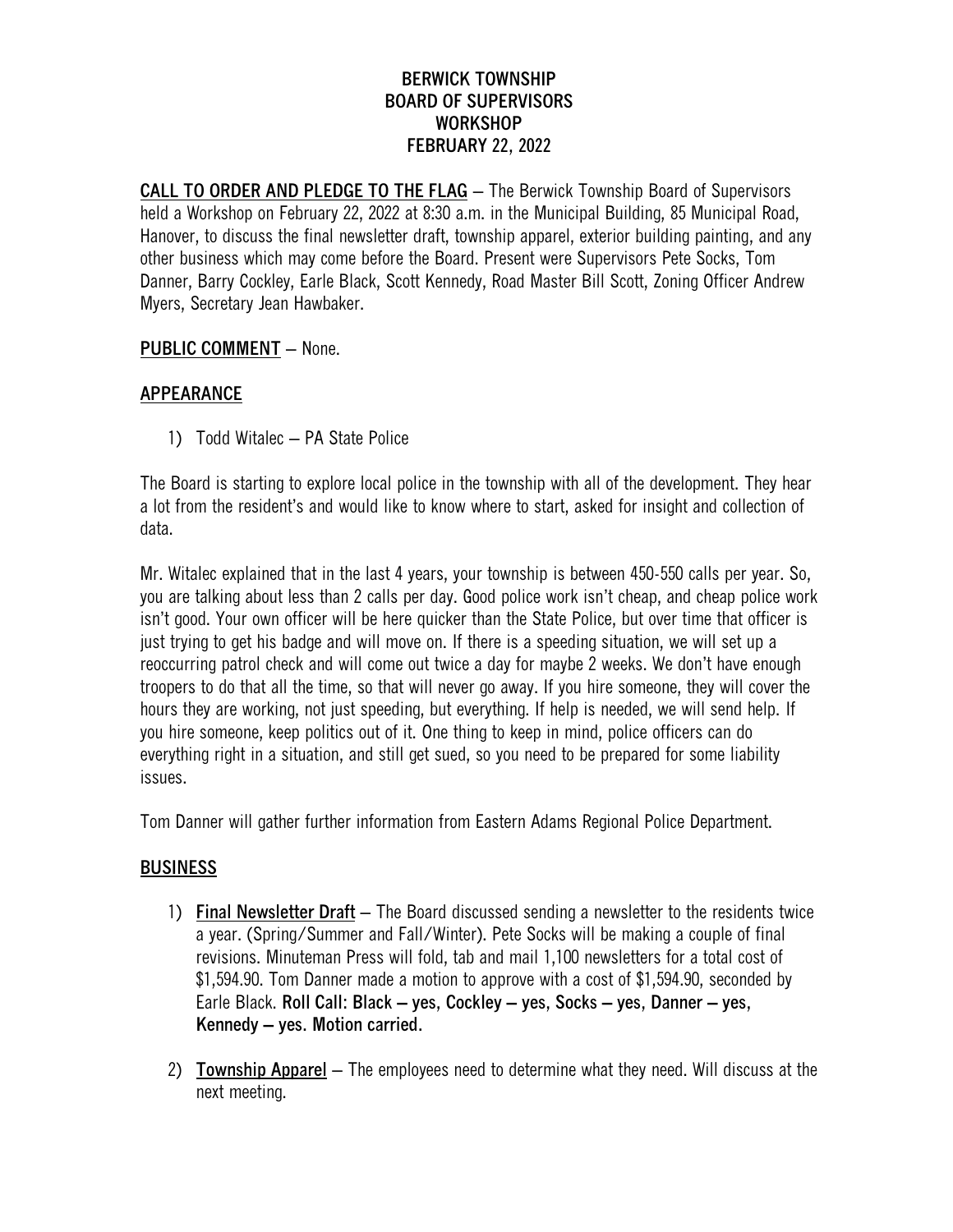# BERWICK TOWNSHIP
# BOARD OF SUPERVISORS
# WORKSHOP
# FEBRUARY 22, 2022

**CALL TO ORDER AND PLEDGE TO THE FLAG** – The Berwick Township Board of Supervisors held a Workshop on February 22, 2022 at 8:30 a.m. in the Municipal Building, 85 Municipal Road, Hanover, to discuss the final newsletter draft, township apparel, exterior building painting, and any other business which may come before the Board. Present were Supervisors Pete Socks, Tom Danner, Barry Cockley, Earle Black, Scott Kennedy, Road Master Bill Scott, Zoning Officer Andrew Myers, Secretary Jean Hawbaker.

**PUBLIC COMMENT** – None.

## APPEARANCE

1) Todd Witalec – PA State Police

The Board is starting to explore local police in the township with all of the development. They hear a lot from the resident's and would like to know where to start, asked for insight and collection of data.

Mr. Witalec explained that in the last 4 years, your township is between 450-550 calls per year. So, you are talking about less than 2 calls per day. Good police work isn't cheap, and cheap police work isn't good. Your own officer will be here quicker than the State Police, but over time that officer is just trying to get his badge and will move on. If there is a speeding situation, we will set up a reoccurring patrol check and will come out twice a day for maybe 2 weeks. We don't have enough troopers to do that all the time, so that will never go away. If you hire someone, they will cover the hours they are working, not just speeding, but everything. If help is needed, we will send help. If you hire someone, keep politics out of it. One thing to keep in mind, police officers can do everything right in a situation, and still get sued, so you need to be prepared for some liability issues.

Tom Danner will gather further information from Eastern Adams Regional Police Department.

## BUSINESS

1) **Final Newsletter Draft** – The Board discussed sending a newsletter to the residents twice a year. (Spring/Summer and Fall/Winter). Pete Socks will be making a couple of final revisions. Minuteman Press will fold, tab and mail 1,100 newsletters for a total cost of $1,594.90. Tom Danner made a motion to approve with a cost of $1,594.90, seconded by Earle Black. **Roll Call: Black – yes, Cockley – yes, Socks – yes, Danner – yes, Kennedy – yes. Motion carried.**

2) **Township Apparel** – The employees need to determine what they need. Will discuss at the next meeting.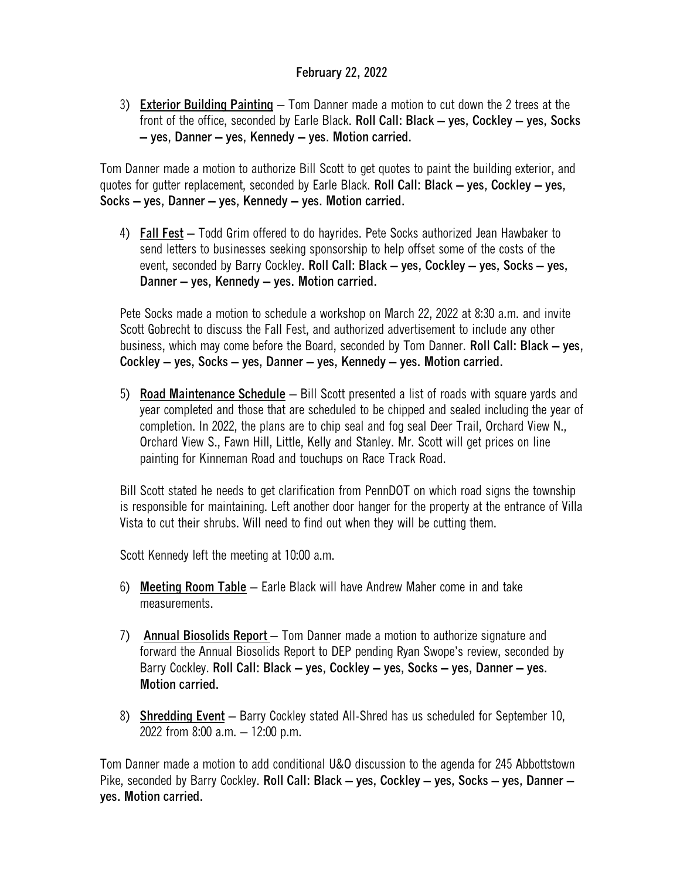February 22, 2022

3) **Exterior Building Painting** – Tom Danner made a motion to cut down the 2 trees at the front of the office, seconded by Earle Black. **Roll Call: Black – yes, Cockley – yes, Socks – yes, Danner – yes, Kennedy – yes. Motion carried.**

Tom Danner made a motion to authorize Bill Scott to get quotes to paint the building exterior, and quotes for gutter replacement, seconded by Earle Black. **Roll Call: Black – yes, Cockley – yes, Socks – yes, Danner – yes, Kennedy – yes. Motion carried.**

4) **Fall Fest** – Todd Grim offered to do hayrides. Pete Socks authorized Jean Hawbaker to send letters to businesses seeking sponsorship to help offset some of the costs of the event, seconded by Barry Cockley. **Roll Call: Black – yes, Cockley – yes, Socks – yes, Danner – yes, Kennedy – yes. Motion carried.**

Pete Socks made a motion to schedule a workshop on March 22, 2022 at 8:30 a.m. and invite Scott Gobrecht to discuss the Fall Fest, and authorized advertisement to include any other business, which may come before the Board, seconded by Tom Danner. **Roll Call: Black – yes, Cockley – yes, Socks – yes, Danner – yes, Kennedy – yes. Motion carried.**

5) **Road Maintenance Schedule** – Bill Scott presented a list of roads with square yards and year completed and those that are scheduled to be chipped and sealed including the year of completion. In 2022, the plans are to chip seal and fog seal Deer Trail, Orchard View N., Orchard View S., Fawn Hill, Little, Kelly and Stanley. Mr. Scott will get prices on line painting for Kinneman Road and touchups on Race Track Road.

Bill Scott stated he needs to get clarification from PennDOT on which road signs the township is responsible for maintaining. Left another door hanger for the property at the entrance of Villa Vista to cut their shrubs. Will need to find out when they will be cutting them.

Scott Kennedy left the meeting at 10:00 a.m.

6) **Meeting Room Table** – Earle Black will have Andrew Maher come in and take measurements.

7) **Annual Biosolids Report** – Tom Danner made a motion to authorize signature and forward the Annual Biosolids Report to DEP pending Ryan Swope's review, seconded by Barry Cockley. **Roll Call: Black – yes, Cockley – yes, Socks – yes, Danner – yes. Motion carried.**

8) **Shredding Event** – Barry Cockley stated All-Shred has us scheduled for September 10, 2022 from 8:00 a.m. – 12:00 p.m.

Tom Danner made a motion to add conditional U&O discussion to the agenda for 245 Abbottstown Pike, seconded by Barry Cockley. **Roll Call: Black – yes, Cockley – yes, Socks – yes, Danner – yes. Motion carried.**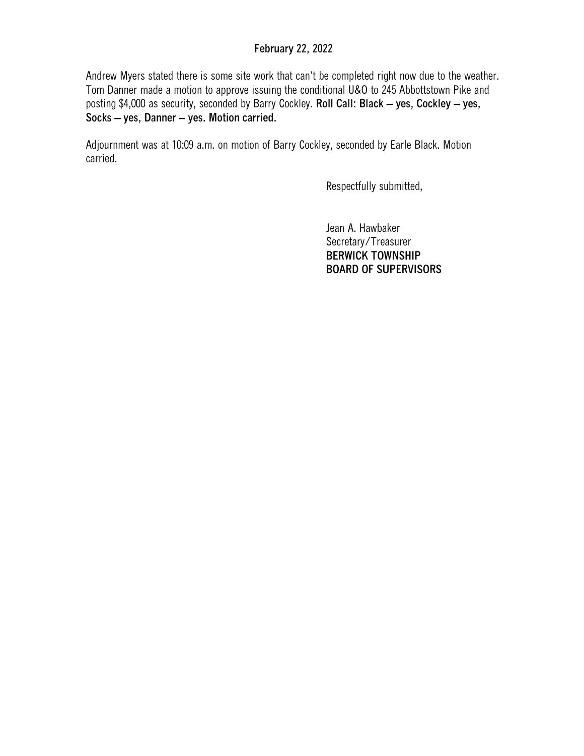Andrew Myers stated there is some site work that can't be completed right now due to the weather. Tom Danner made a motion to approve issuing the conditional U&O to 245 Abbottstown Pike and posting $4,000 as security, seconded by Barry Cockley. **Roll Call: Black – yes, Cockley – yes, Socks – yes, Danner – yes. Motion carried.**

Adjournment was at 10:09 a.m. on motion of Barry Cockley, seconded by Earle Black. Motion carried.

Respectfully submitted,

Jean A. Hawbaker
Secretary/Treasurer
**BERWICK TOWNSHIP**
**BOARD OF SUPERVISORS**